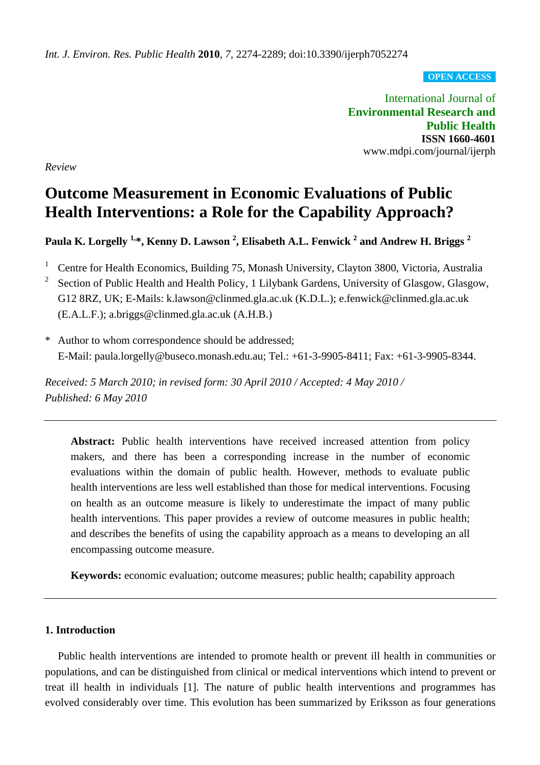*Int. J. Environ. Res. Public Health* **2010**, *7*, 2274-2289; doi:10.3390/ijerph7052274

**OPEN ACCESS**

International Journal of
**Environmental Research and Public Health**
**ISSN 1660-4601**
www.mdpi.com/journal/ijerph

*Review*

# Outcome Measurement in Economic Evaluations of Public Health Interventions: a Role for the Capability Approach?

**Paula K. Lorgelly [1,*], Kenny D. Lawson [2], Elisabeth A.L. Fenwick [2] and Andrew H. Briggs [2]**

[1] Centre for Health Economics, Building 75, Monash University, Clayton 3800, Victoria, Australia
[2] Section of Public Health and Health Policy, 1 Lilybank Gardens, University of Glasgow, Glasgow, G12 8RZ, UK; E-Mails: k.lawson@clinmed.gla.ac.uk (K.D.L.); e.fenwick@clinmed.gla.ac.uk (E.A.L.F.); a.briggs@clinmed.gla.ac.uk (A.H.B.)

\* Author to whom correspondence should be addressed;
E-Mail: paula.lorgelly@buseco.monash.edu.au; Tel.: +61-3-9905-8411; Fax: +61-3-9905-8344.

*Received: 5 March 2010; in revised form: 30 April 2010 / Accepted: 4 May 2010 / Published: 6 May 2010*

---

**Abstract:** Public health interventions have received increased attention from policy makers, and there has been a corresponding increase in the number of economic evaluations within the domain of public health. However, methods to evaluate public health interventions are less well established than those for medical interventions. Focusing on health as an outcome measure is likely to underestimate the impact of many public health interventions. This paper provides a review of outcome measures in public health; and describes the benefits of using the capability approach as a means to developing an all encompassing outcome measure.

**Keywords:** economic evaluation; outcome measures; public health; capability approach

---

## 1. Introduction

Public health interventions are intended to promote health or prevent ill health in communities or populations, and can be distinguished from clinical or medical interventions which intend to prevent or treat ill health in individuals [1]. The nature of public health interventions and programmes has evolved considerably over time. This evolution has been summarized by Eriksson as four generations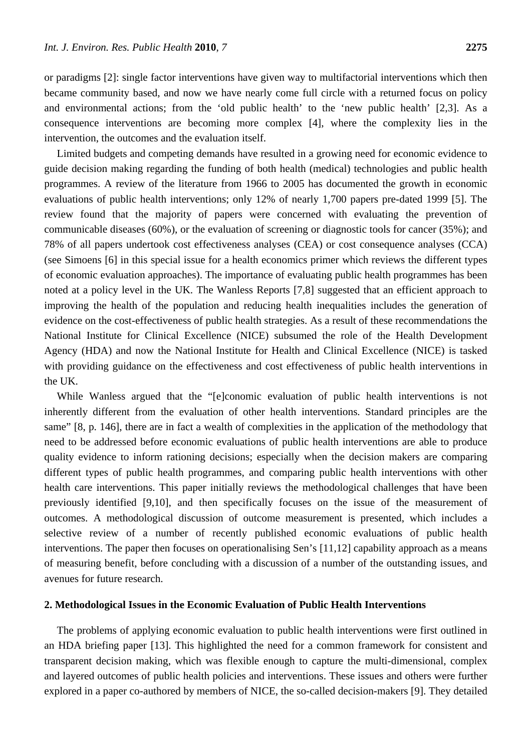or paradigms [2]: single factor interventions have given way to multifactorial interventions which then became community based, and now we have nearly come full circle with a returned focus on policy and environmental actions; from the 'old public health' to the 'new public health' [2,3]. As a consequence interventions are becoming more complex [4], where the complexity lies in the intervention, the outcomes and the evaluation itself.

Limited budgets and competing demands have resulted in a growing need for economic evidence to guide decision making regarding the funding of both health (medical) technologies and public health programmes. A review of the literature from 1966 to 2005 has documented the growth in economic evaluations of public health interventions; only 12% of nearly 1,700 papers pre-dated 1999 [5]. The review found that the majority of papers were concerned with evaluating the prevention of communicable diseases (60%), or the evaluation of screening or diagnostic tools for cancer (35%); and 78% of all papers undertook cost effectiveness analyses (CEA) or cost consequence analyses (CCA) (see Simoens [6] in this special issue for a health economics primer which reviews the different types of economic evaluation approaches). The importance of evaluating public health programmes has been noted at a policy level in the UK. The Wanless Reports [7,8] suggested that an efficient approach to improving the health of the population and reducing health inequalities includes the generation of evidence on the cost-effectiveness of public health strategies. As a result of these recommendations the National Institute for Clinical Excellence (NICE) subsumed the role of the Health Development Agency (HDA) and now the National Institute for Health and Clinical Excellence (NICE) is tasked with providing guidance on the effectiveness and cost effectiveness of public health interventions in the UK.

While Wanless argued that the "[e]conomic evaluation of public health interventions is not inherently different from the evaluation of other health interventions. Standard principles are the same" [8, p. 146], there are in fact a wealth of complexities in the application of the methodology that need to be addressed before economic evaluations of public health interventions are able to produce quality evidence to inform rationing decisions; especially when the decision makers are comparing different types of public health programmes, and comparing public health interventions with other health care interventions. This paper initially reviews the methodological challenges that have been previously identified [9,10], and then specifically focuses on the issue of the measurement of outcomes. A methodological discussion of outcome measurement is presented, which includes a selective review of a number of recently published economic evaluations of public health interventions. The paper then focuses on operationalising Sen's [11,12] capability approach as a means of measuring benefit, before concluding with a discussion of a number of the outstanding issues, and avenues for future research.

## 2. Methodological Issues in the Economic Evaluation of Public Health Interventions

The problems of applying economic evaluation to public health interventions were first outlined in an HDA briefing paper [13]. This highlighted the need for a common framework for consistent and transparent decision making, which was flexible enough to capture the multi-dimensional, complex and layered outcomes of public health policies and interventions. These issues and others were further explored in a paper co-authored by members of NICE, the so-called decision-makers [9]. They detailed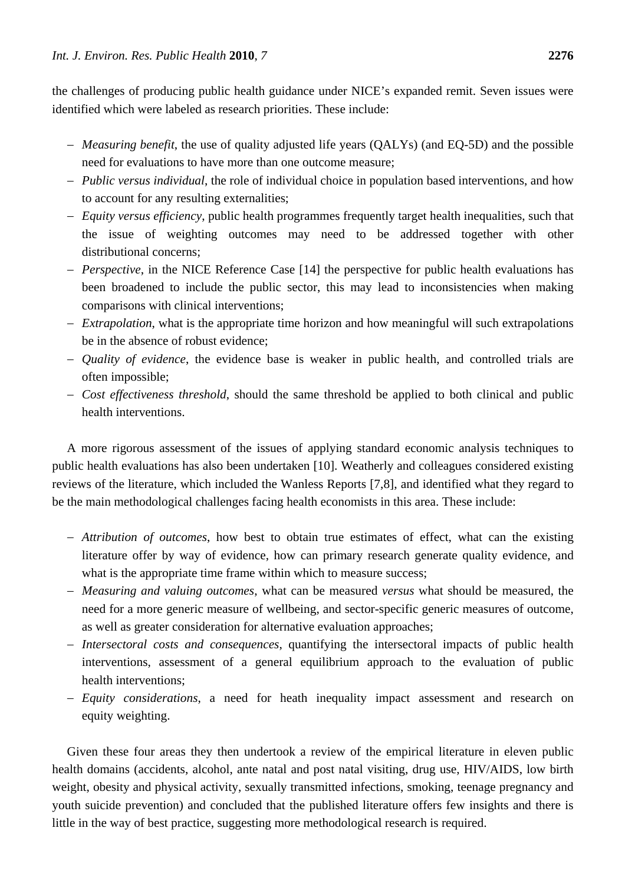the challenges of producing public health guidance under NICE's expanded remit. Seven issues were identified which were labeled as research priorities. These include:

- *Measuring benefit*, the use of quality adjusted life years (QALYs) (and EQ-5D) and the possible need for evaluations to have more than one outcome measure;
- *Public versus individual*, the role of individual choice in population based interventions, and how to account for any resulting externalities;
- *Equity versus efficiency*, public health programmes frequently target health inequalities, such that the issue of weighting outcomes may need to be addressed together with other distributional concerns;
- *Perspective*, in the NICE Reference Case [14] the perspective for public health evaluations has been broadened to include the public sector, this may lead to inconsistencies when making comparisons with clinical interventions;
- *Extrapolation*, what is the appropriate time horizon and how meaningful will such extrapolations be in the absence of robust evidence;
- *Quality of evidence*, the evidence base is weaker in public health, and controlled trials are often impossible;
- *Cost effectiveness threshold*, should the same threshold be applied to both clinical and public health interventions.

A more rigorous assessment of the issues of applying standard economic analysis techniques to public health evaluations has also been undertaken [10]. Weatherly and colleagues considered existing reviews of the literature, which included the Wanless Reports [7,8], and identified what they regard to be the main methodological challenges facing health economists in this area. These include:

- *Attribution of outcomes*, how best to obtain true estimates of effect, what can the existing literature offer by way of evidence, how can primary research generate quality evidence, and what is the appropriate time frame within which to measure success;
- *Measuring and valuing outcomes*, what can be measured *versus* what should be measured, the need for a more generic measure of wellbeing, and sector-specific generic measures of outcome, as well as greater consideration for alternative evaluation approaches;
- *Intersectoral costs and consequences*, quantifying the intersectoral impacts of public health interventions, assessment of a general equilibrium approach to the evaluation of public health interventions;
- *Equity considerations*, a need for heath inequality impact assessment and research on equity weighting.

Given these four areas they then undertook a review of the empirical literature in eleven public health domains (accidents, alcohol, ante natal and post natal visiting, drug use, HIV/AIDS, low birth weight, obesity and physical activity, sexually transmitted infections, smoking, teenage pregnancy and youth suicide prevention) and concluded that the published literature offers few insights and there is little in the way of best practice, suggesting more methodological research is required.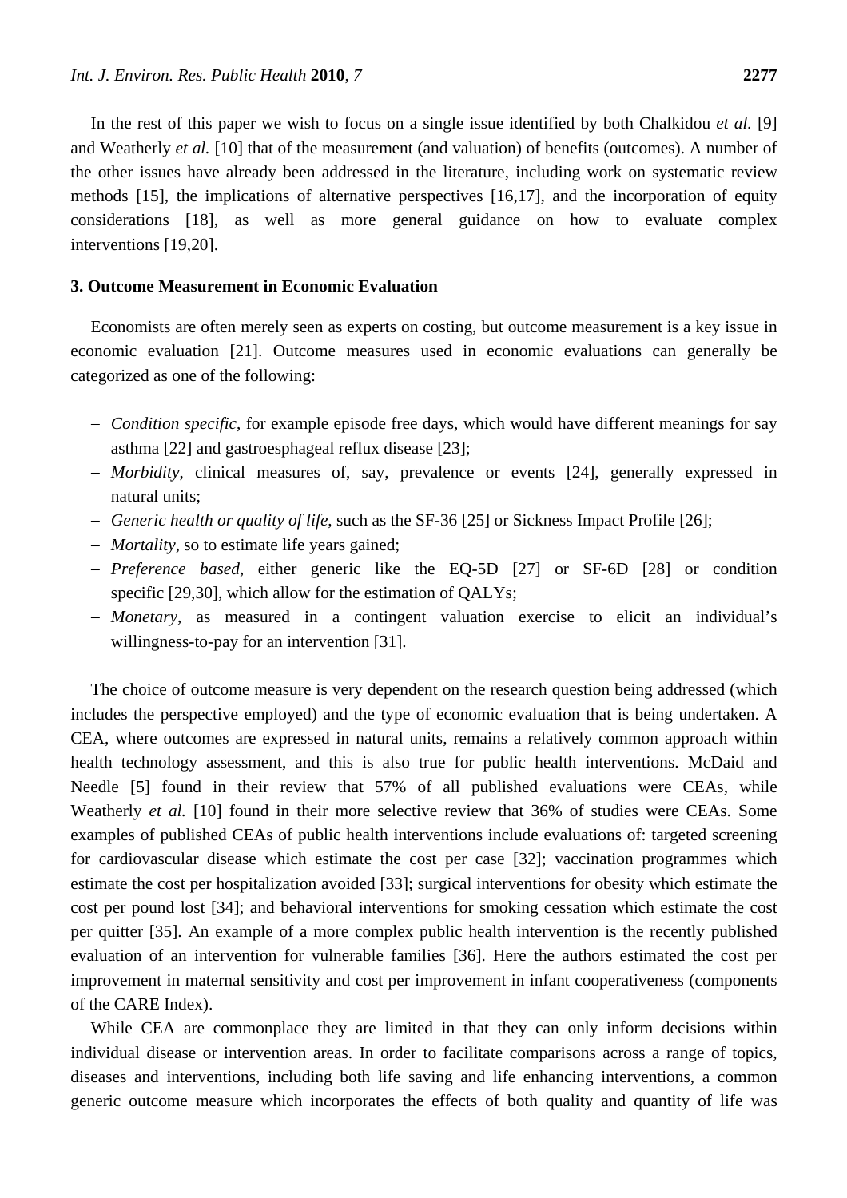In the rest of this paper we wish to focus on a single issue identified by both Chalkidou *et al.* [9] and Weatherly *et al.* [10] that of the measurement (and valuation) of benefits (outcomes). A number of the other issues have already been addressed in the literature, including work on systematic review methods [15], the implications of alternative perspectives [16,17], and the incorporation of equity considerations [18], as well as more general guidance on how to evaluate complex interventions [19,20].

## 3. Outcome Measurement in Economic Evaluation

Economists are often merely seen as experts on costing, but outcome measurement is a key issue in economic evaluation [21]. Outcome measures used in economic evaluations can generally be categorized as one of the following:

- *Condition specific*, for example episode free days, which would have different meanings for say asthma [22] and gastroesphageal reflux disease [23];
- *Morbidity*, clinical measures of, say, prevalence or events [24], generally expressed in natural units;
- *Generic health or quality of life*, such as the SF-36 [25] or Sickness Impact Profile [26];
- *Mortality*, so to estimate life years gained;
- *Preference based*, either generic like the EQ-5D [27] or SF-6D [28] or condition specific [29,30], which allow for the estimation of QALYs;
- *Monetary*, as measured in a contingent valuation exercise to elicit an individual's willingness-to-pay for an intervention [31].

The choice of outcome measure is very dependent on the research question being addressed (which includes the perspective employed) and the type of economic evaluation that is being undertaken. A CEA, where outcomes are expressed in natural units, remains a relatively common approach within health technology assessment, and this is also true for public health interventions. McDaid and Needle [5] found in their review that 57% of all published evaluations were CEAs, while Weatherly *et al.* [10] found in their more selective review that 36% of studies were CEAs. Some examples of published CEAs of public health interventions include evaluations of: targeted screening for cardiovascular disease which estimate the cost per case [32]; vaccination programmes which estimate the cost per hospitalization avoided [33]; surgical interventions for obesity which estimate the cost per pound lost [34]; and behavioral interventions for smoking cessation which estimate the cost per quitter [35]. An example of a more complex public health intervention is the recently published evaluation of an intervention for vulnerable families [36]. Here the authors estimated the cost per improvement in maternal sensitivity and cost per improvement in infant cooperativeness (components of the CARE Index).

While CEA are commonplace they are limited in that they can only inform decisions within individual disease or intervention areas. In order to facilitate comparisons across a range of topics, diseases and interventions, including both life saving and life enhancing interventions, a common generic outcome measure which incorporates the effects of both quality and quantity of life was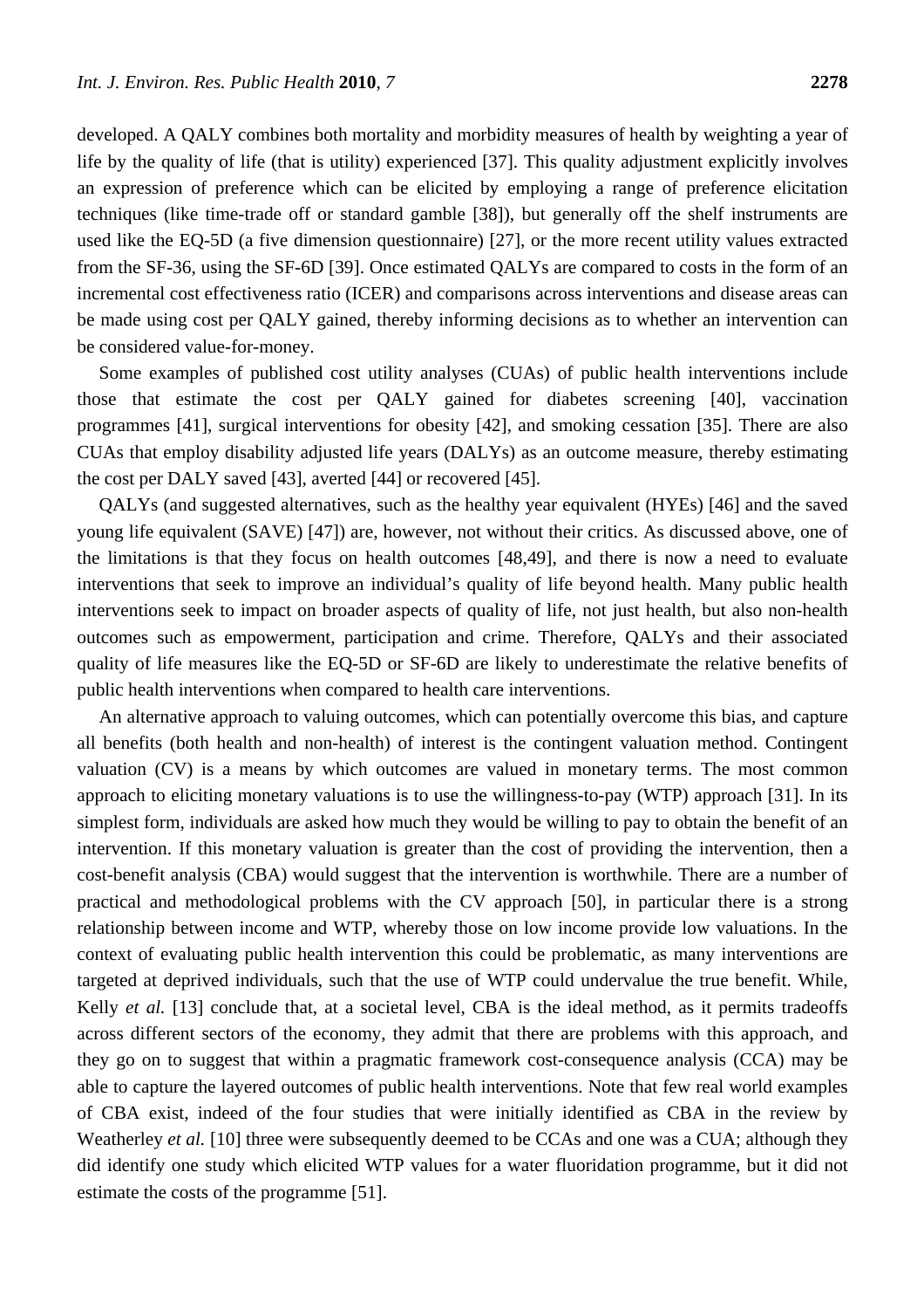developed. A QALY combines both mortality and morbidity measures of health by weighting a year of life by the quality of life (that is utility) experienced [37]. This quality adjustment explicitly involves an expression of preference which can be elicited by employing a range of preference elicitation techniques (like time-trade off or standard gamble [38]), but generally off the shelf instruments are used like the EQ-5D (a five dimension questionnaire) [27], or the more recent utility values extracted from the SF-36, using the SF-6D [39]. Once estimated QALYs are compared to costs in the form of an incremental cost effectiveness ratio (ICER) and comparisons across interventions and disease areas can be made using cost per QALY gained, thereby informing decisions as to whether an intervention can be considered value-for-money.

Some examples of published cost utility analyses (CUAs) of public health interventions include those that estimate the cost per QALY gained for diabetes screening [40], vaccination programmes [41], surgical interventions for obesity [42], and smoking cessation [35]. There are also CUAs that employ disability adjusted life years (DALYs) as an outcome measure, thereby estimating the cost per DALY saved [43], averted [44] or recovered [45].

QALYs (and suggested alternatives, such as the healthy year equivalent (HYEs) [46] and the saved young life equivalent (SAVE) [47]) are, however, not without their critics. As discussed above, one of the limitations is that they focus on health outcomes [48,49], and there is now a need to evaluate interventions that seek to improve an individual's quality of life beyond health. Many public health interventions seek to impact on broader aspects of quality of life, not just health, but also non-health outcomes such as empowerment, participation and crime. Therefore, QALYs and their associated quality of life measures like the EQ-5D or SF-6D are likely to underestimate the relative benefits of public health interventions when compared to health care interventions.

An alternative approach to valuing outcomes, which can potentially overcome this bias, and capture all benefits (both health and non-health) of interest is the contingent valuation method. Contingent valuation (CV) is a means by which outcomes are valued in monetary terms. The most common approach to eliciting monetary valuations is to use the willingness-to-pay (WTP) approach [31]. In its simplest form, individuals are asked how much they would be willing to pay to obtain the benefit of an intervention. If this monetary valuation is greater than the cost of providing the intervention, then a cost-benefit analysis (CBA) would suggest that the intervention is worthwhile. There are a number of practical and methodological problems with the CV approach [50], in particular there is a strong relationship between income and WTP, whereby those on low income provide low valuations. In the context of evaluating public health intervention this could be problematic, as many interventions are targeted at deprived individuals, such that the use of WTP could undervalue the true benefit. While, Kelly *et al.* [13] conclude that, at a societal level, CBA is the ideal method, as it permits tradeoffs across different sectors of the economy, they admit that there are problems with this approach, and they go on to suggest that within a pragmatic framework cost-consequence analysis (CCA) may be able to capture the layered outcomes of public health interventions. Note that few real world examples of CBA exist, indeed of the four studies that were initially identified as CBA in the review by Weatherley *et al.* [10] three were subsequently deemed to be CCAs and one was a CUA; although they did identify one study which elicited WTP values for a water fluoridation programme, but it did not estimate the costs of the programme [51].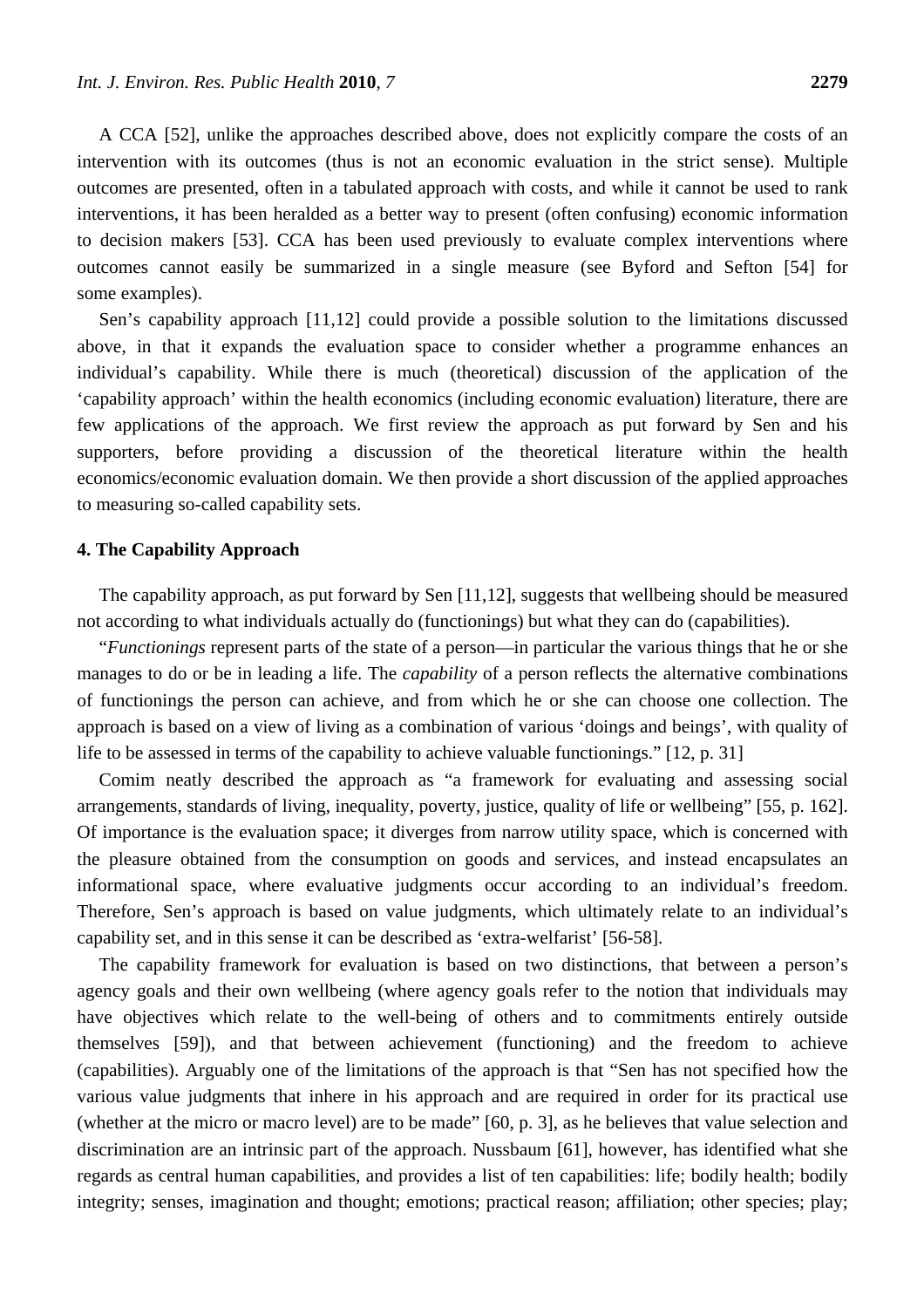A CCA [52], unlike the approaches described above, does not explicitly compare the costs of an intervention with its outcomes (thus is not an economic evaluation in the strict sense). Multiple outcomes are presented, often in a tabulated approach with costs, and while it cannot be used to rank interventions, it has been heralded as a better way to present (often confusing) economic information to decision makers [53]. CCA has been used previously to evaluate complex interventions where outcomes cannot easily be summarized in a single measure (see Byford and Sefton [54] for some examples).

Sen's capability approach [11,12] could provide a possible solution to the limitations discussed above, in that it expands the evaluation space to consider whether a programme enhances an individual's capability. While there is much (theoretical) discussion of the application of the 'capability approach' within the health economics (including economic evaluation) literature, there are few applications of the approach. We first review the approach as put forward by Sen and his supporters, before providing a discussion of the theoretical literature within the health economics/economic evaluation domain. We then provide a short discussion of the applied approaches to measuring so-called capability sets.

## 4. The Capability Approach

The capability approach, as put forward by Sen [11,12], suggests that wellbeing should be measured not according to what individuals actually do (functionings) but what they can do (capabilities).

"*Functionings* represent parts of the state of a person—in particular the various things that he or she manages to do or be in leading a life. The *capability* of a person reflects the alternative combinations of functionings the person can achieve, and from which he or she can choose one collection. The approach is based on a view of living as a combination of various 'doings and beings', with quality of life to be assessed in terms of the capability to achieve valuable functionings." [12, p. 31]

Comim neatly described the approach as "a framework for evaluating and assessing social arrangements, standards of living, inequality, poverty, justice, quality of life or wellbeing" [55, p. 162]. Of importance is the evaluation space; it diverges from narrow utility space, which is concerned with the pleasure obtained from the consumption on goods and services, and instead encapsulates an informational space, where evaluative judgments occur according to an individual's freedom. Therefore, Sen's approach is based on value judgments, which ultimately relate to an individual's capability set, and in this sense it can be described as 'extra-welfarist' [56-58].

The capability framework for evaluation is based on two distinctions, that between a person's agency goals and their own wellbeing (where agency goals refer to the notion that individuals may have objectives which relate to the well-being of others and to commitments entirely outside themselves [59]), and that between achievement (functioning) and the freedom to achieve (capabilities). Arguably one of the limitations of the approach is that "Sen has not specified how the various value judgments that inhere in his approach and are required in order for its practical use (whether at the micro or macro level) are to be made" [60, p. 3], as he believes that value selection and discrimination are an intrinsic part of the approach. Nussbaum [61], however, has identified what she regards as central human capabilities, and provides a list of ten capabilities: life; bodily health; bodily integrity; senses, imagination and thought; emotions; practical reason; affiliation; other species; play;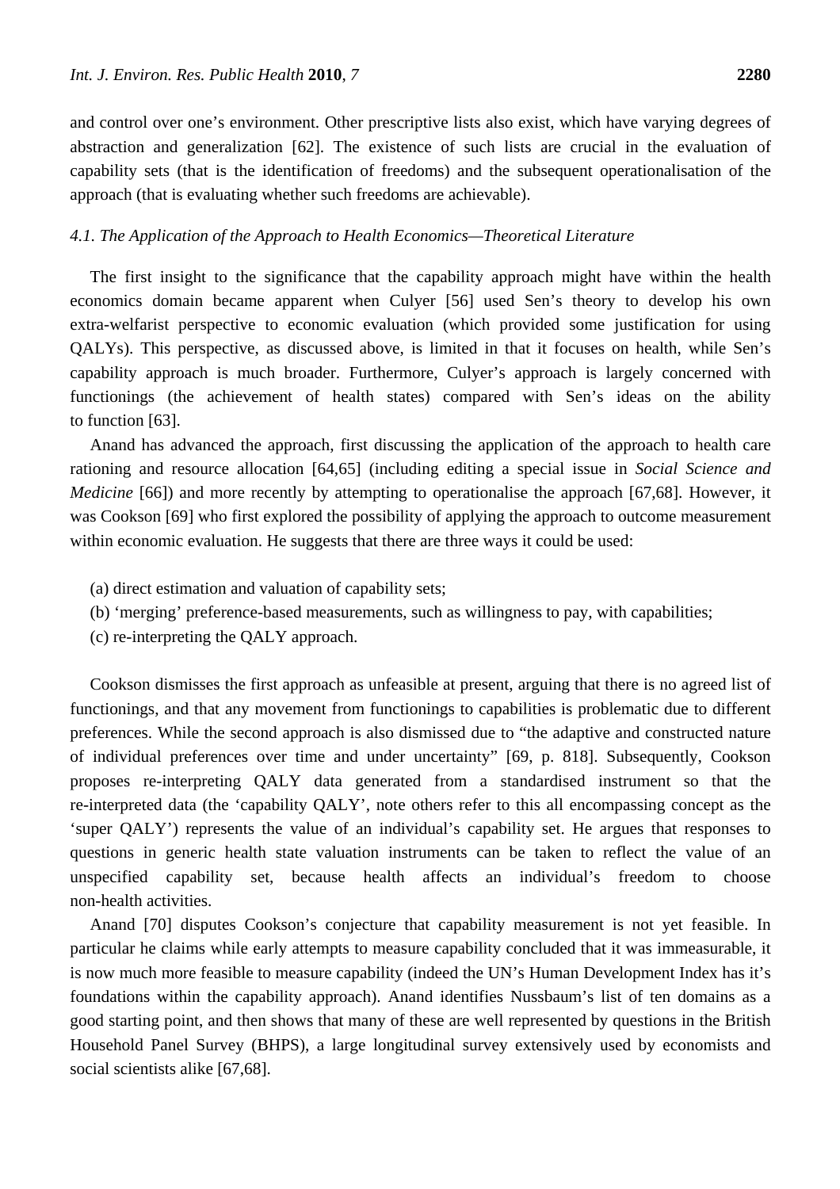and control over one's environment. Other prescriptive lists also exist, which have varying degrees of abstraction and generalization [62]. The existence of such lists are crucial in the evaluation of capability sets (that is the identification of freedoms) and the subsequent operationalisation of the approach (that is evaluating whether such freedoms are achievable).

### *4.1. The Application of the Approach to Health Economics—Theoretical Literature*

The first insight to the significance that the capability approach might have within the health economics domain became apparent when Culyer [56] used Sen's theory to develop his own extra-welfarist perspective to economic evaluation (which provided some justification for using QALYs). This perspective, as discussed above, is limited in that it focuses on health, while Sen's capability approach is much broader. Furthermore, Culyer's approach is largely concerned with functionings (the achievement of health states) compared with Sen's ideas on the ability to function [63].

Anand has advanced the approach, first discussing the application of the approach to health care rationing and resource allocation [64,65] (including editing a special issue in *Social Science and Medicine* [66]) and more recently by attempting to operationalise the approach [67,68]. However, it was Cookson [69] who first explored the possibility of applying the approach to outcome measurement within economic evaluation. He suggests that there are three ways it could be used:

(a) direct estimation and valuation of capability sets;
(b) 'merging' preference-based measurements, such as willingness to pay, with capabilities;
(c) re-interpreting the QALY approach.

Cookson dismisses the first approach as unfeasible at present, arguing that there is no agreed list of functionings, and that any movement from functionings to capabilities is problematic due to different preferences. While the second approach is also dismissed due to "the adaptive and constructed nature of individual preferences over time and under uncertainty" [69, p. 818]. Subsequently, Cookson proposes re-interpreting QALY data generated from a standardised instrument so that the re-interpreted data (the 'capability QALY', note others refer to this all encompassing concept as the 'super QALY') represents the value of an individual's capability set. He argues that responses to questions in generic health state valuation instruments can be taken to reflect the value of an unspecified capability set, because health affects an individual's freedom to choose non-health activities.

Anand [70] disputes Cookson's conjecture that capability measurement is not yet feasible. In particular he claims while early attempts to measure capability concluded that it was immeasurable, it is now much more feasible to measure capability (indeed the UN's Human Development Index has it's foundations within the capability approach). Anand identifies Nussbaum's list of ten domains as a good starting point, and then shows that many of these are well represented by questions in the British Household Panel Survey (BHPS), a large longitudinal survey extensively used by economists and social scientists alike [67,68].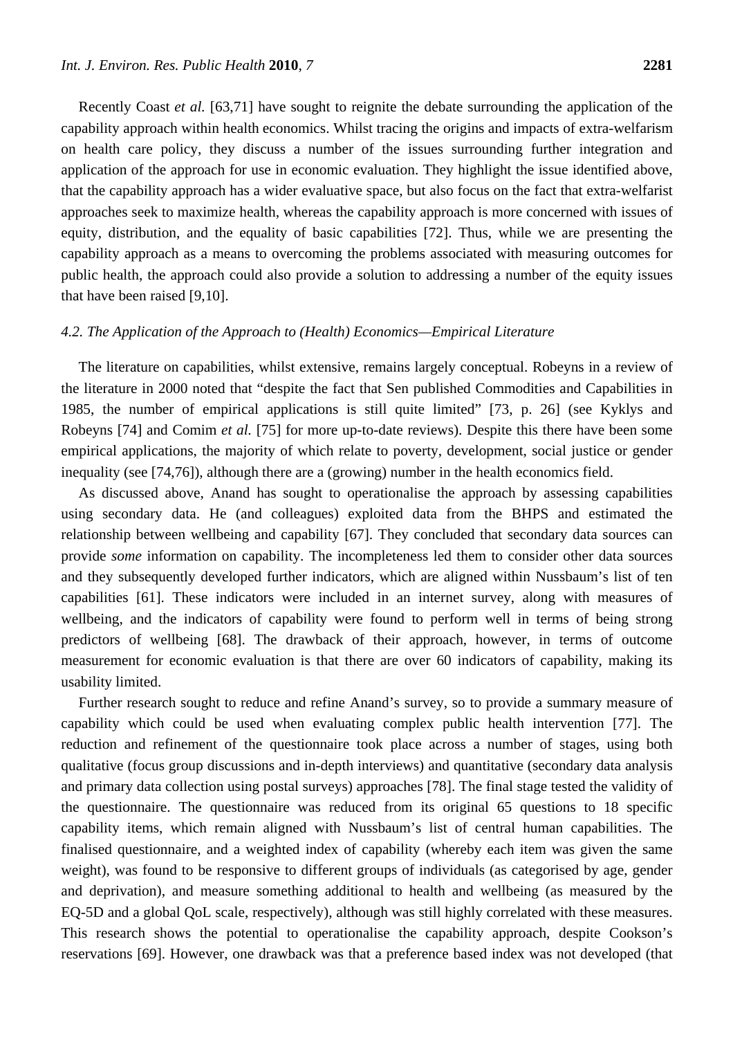Recently Coast *et al.* [63,71] have sought to reignite the debate surrounding the application of the capability approach within health economics. Whilst tracing the origins and impacts of extra-welfarism on health care policy, they discuss a number of the issues surrounding further integration and application of the approach for use in economic evaluation. They highlight the issue identified above, that the capability approach has a wider evaluative space, but also focus on the fact that extra-welfarist approaches seek to maximize health, whereas the capability approach is more concerned with issues of equity, distribution, and the equality of basic capabilities [72]. Thus, while we are presenting the capability approach as a means to overcoming the problems associated with measuring outcomes for public health, the approach could also provide a solution to addressing a number of the equity issues that have been raised [9,10].

### *4.2. The Application of the Approach to (Health) Economics—Empirical Literature*

The literature on capabilities, whilst extensive, remains largely conceptual. Robeyns in a review of the literature in 2000 noted that "despite the fact that Sen published Commodities and Capabilities in 1985, the number of empirical applications is still quite limited" [73, p. 26] (see Kyklys and Robeyns [74] and Comim *et al.* [75] for more up-to-date reviews). Despite this there have been some empirical applications, the majority of which relate to poverty, development, social justice or gender inequality (see [74,76]), although there are a (growing) number in the health economics field.

As discussed above, Anand has sought to operationalise the approach by assessing capabilities using secondary data. He (and colleagues) exploited data from the BHPS and estimated the relationship between wellbeing and capability [67]. They concluded that secondary data sources can provide *some* information on capability. The incompleteness led them to consider other data sources and they subsequently developed further indicators, which are aligned within Nussbaum's list of ten capabilities [61]. These indicators were included in an internet survey, along with measures of wellbeing, and the indicators of capability were found to perform well in terms of being strong predictors of wellbeing [68]. The drawback of their approach, however, in terms of outcome measurement for economic evaluation is that there are over 60 indicators of capability, making its usability limited.

Further research sought to reduce and refine Anand's survey, so to provide a summary measure of capability which could be used when evaluating complex public health intervention [77]. The reduction and refinement of the questionnaire took place across a number of stages, using both qualitative (focus group discussions and in-depth interviews) and quantitative (secondary data analysis and primary data collection using postal surveys) approaches [78]. The final stage tested the validity of the questionnaire. The questionnaire was reduced from its original 65 questions to 18 specific capability items, which remain aligned with Nussbaum's list of central human capabilities. The finalised questionnaire, and a weighted index of capability (whereby each item was given the same weight), was found to be responsive to different groups of individuals (as categorised by age, gender and deprivation), and measure something additional to health and wellbeing (as measured by the EQ-5D and a global QoL scale, respectively), although was still highly correlated with these measures. This research shows the potential to operationalise the capability approach, despite Cookson's reservations [69]. However, one drawback was that a preference based index was not developed (that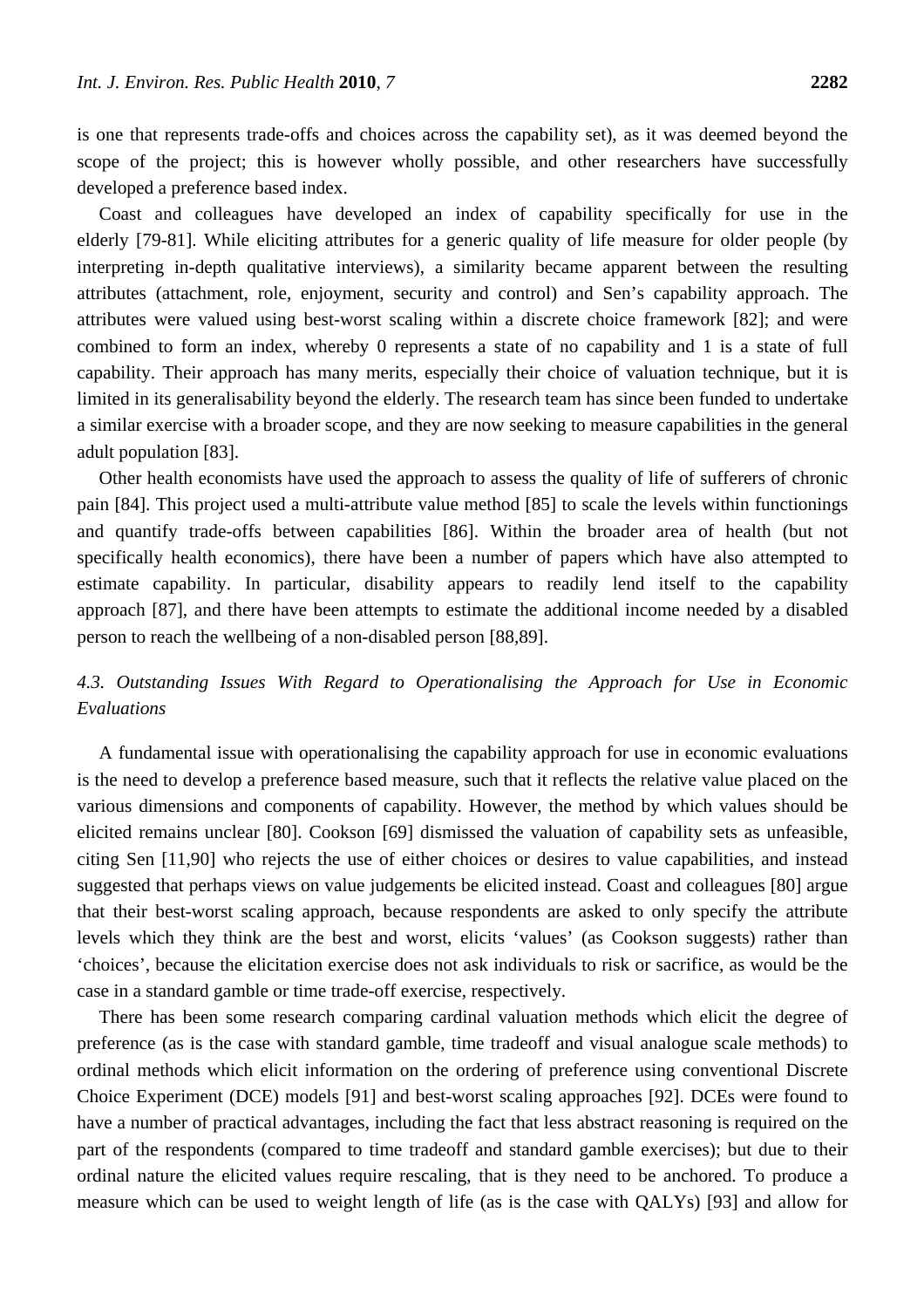is one that represents trade-offs and choices across the capability set), as it was deemed beyond the scope of the project; this is however wholly possible, and other researchers have successfully developed a preference based index.

Coast and colleagues have developed an index of capability specifically for use in the elderly [79-81]. While eliciting attributes for a generic quality of life measure for older people (by interpreting in-depth qualitative interviews), a similarity became apparent between the resulting attributes (attachment, role, enjoyment, security and control) and Sen's capability approach. The attributes were valued using best-worst scaling within a discrete choice framework [82]; and were combined to form an index, whereby 0 represents a state of no capability and 1 is a state of full capability. Their approach has many merits, especially their choice of valuation technique, but it is limited in its generalisability beyond the elderly. The research team has since been funded to undertake a similar exercise with a broader scope, and they are now seeking to measure capabilities in the general adult population [83].

Other health economists have used the approach to assess the quality of life of sufferers of chronic pain [84]. This project used a multi-attribute value method [85] to scale the levels within functionings and quantify trade-offs between capabilities [86]. Within the broader area of health (but not specifically health economics), there have been a number of papers which have also attempted to estimate capability. In particular, disability appears to readily lend itself to the capability approach [87], and there have been attempts to estimate the additional income needed by a disabled person to reach the wellbeing of a non-disabled person [88,89].

### *4.3. Outstanding Issues With Regard to Operationalising the Approach for Use in Economic Evaluations*

A fundamental issue with operationalising the capability approach for use in economic evaluations is the need to develop a preference based measure, such that it reflects the relative value placed on the various dimensions and components of capability. However, the method by which values should be elicited remains unclear [80]. Cookson [69] dismissed the valuation of capability sets as unfeasible, citing Sen [11,90] who rejects the use of either choices or desires to value capabilities, and instead suggested that perhaps views on value judgements be elicited instead. Coast and colleagues [80] argue that their best-worst scaling approach, because respondents are asked to only specify the attribute levels which they think are the best and worst, elicits 'values' (as Cookson suggests) rather than 'choices', because the elicitation exercise does not ask individuals to risk or sacrifice, as would be the case in a standard gamble or time trade-off exercise, respectively.

There has been some research comparing cardinal valuation methods which elicit the degree of preference (as is the case with standard gamble, time tradeoff and visual analogue scale methods) to ordinal methods which elicit information on the ordering of preference using conventional Discrete Choice Experiment (DCE) models [91] and best-worst scaling approaches [92]. DCEs were found to have a number of practical advantages, including the fact that less abstract reasoning is required on the part of the respondents (compared to time tradeoff and standard gamble exercises); but due to their ordinal nature the elicited values require rescaling, that is they need to be anchored. To produce a measure which can be used to weight length of life (as is the case with QALYs) [93] and allow for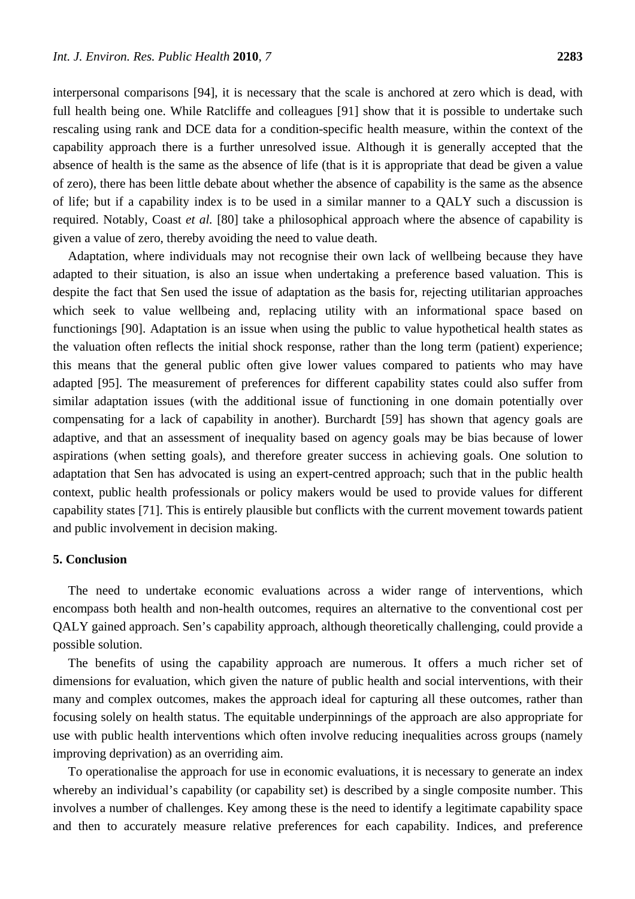interpersonal comparisons [94], it is necessary that the scale is anchored at zero which is dead, with full health being one. While Ratcliffe and colleagues [91] show that it is possible to undertake such rescaling using rank and DCE data for a condition-specific health measure, within the context of the capability approach there is a further unresolved issue. Although it is generally accepted that the absence of health is the same as the absence of life (that is it is appropriate that dead be given a value of zero), there has been little debate about whether the absence of capability is the same as the absence of life; but if a capability index is to be used in a similar manner to a QALY such a discussion is required. Notably, Coast *et al.* [80] take a philosophical approach where the absence of capability is given a value of zero, thereby avoiding the need to value death.

Adaptation, where individuals may not recognise their own lack of wellbeing because they have adapted to their situation, is also an issue when undertaking a preference based valuation. This is despite the fact that Sen used the issue of adaptation as the basis for, rejecting utilitarian approaches which seek to value wellbeing and, replacing utility with an informational space based on functionings [90]. Adaptation is an issue when using the public to value hypothetical health states as the valuation often reflects the initial shock response, rather than the long term (patient) experience; this means that the general public often give lower values compared to patients who may have adapted [95]. The measurement of preferences for different capability states could also suffer from similar adaptation issues (with the additional issue of functioning in one domain potentially over compensating for a lack of capability in another). Burchardt [59] has shown that agency goals are adaptive, and that an assessment of inequality based on agency goals may be bias because of lower aspirations (when setting goals), and therefore greater success in achieving goals. One solution to adaptation that Sen has advocated is using an expert-centred approach; such that in the public health context, public health professionals or policy makers would be used to provide values for different capability states [71]. This is entirely plausible but conflicts with the current movement towards patient and public involvement in decision making.

## 5. Conclusion

The need to undertake economic evaluations across a wider range of interventions, which encompass both health and non-health outcomes, requires an alternative to the conventional cost per QALY gained approach. Sen's capability approach, although theoretically challenging, could provide a possible solution.

The benefits of using the capability approach are numerous. It offers a much richer set of dimensions for evaluation, which given the nature of public health and social interventions, with their many and complex outcomes, makes the approach ideal for capturing all these outcomes, rather than focusing solely on health status. The equitable underpinnings of the approach are also appropriate for use with public health interventions which often involve reducing inequalities across groups (namely improving deprivation) as an overriding aim.

To operationalise the approach for use in economic evaluations, it is necessary to generate an index whereby an individual's capability (or capability set) is described by a single composite number. This involves a number of challenges. Key among these is the need to identify a legitimate capability space and then to accurately measure relative preferences for each capability. Indices, and preference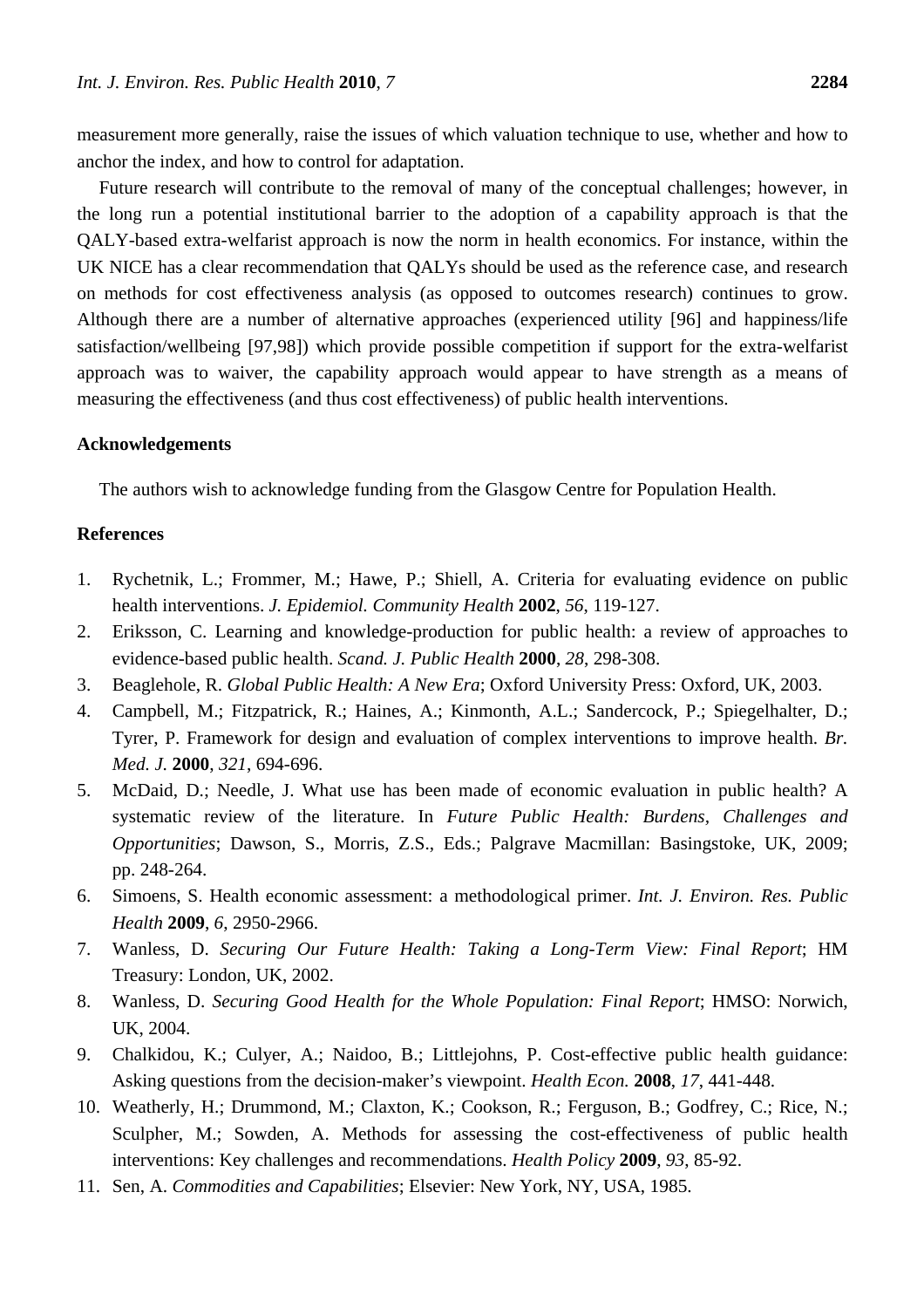measurement more generally, raise the issues of which valuation technique to use, whether and how to anchor the index, and how to control for adaptation.

Future research will contribute to the removal of many of the conceptual challenges; however, in the long run a potential institutional barrier to the adoption of a capability approach is that the QALY-based extra-welfarist approach is now the norm in health economics. For instance, within the UK NICE has a clear recommendation that QALYs should be used as the reference case, and research on methods for cost effectiveness analysis (as opposed to outcomes research) continues to grow. Although there are a number of alternative approaches (experienced utility [96] and happiness/life satisfaction/wellbeing [97,98]) which provide possible competition if support for the extra-welfarist approach was to waiver, the capability approach would appear to have strength as a means of measuring the effectiveness (and thus cost effectiveness) of public health interventions.

**Acknowledgements**

The authors wish to acknowledge funding from the Glasgow Centre for Population Health.

**References**

1. Rychetnik, L.; Frommer, M.; Hawe, P.; Shiell, A. Criteria for evaluating evidence on public health interventions. *J. Epidemiol. Community Health* **2002**, *56*, 119-127.
2. Eriksson, C. Learning and knowledge-production for public health: a review of approaches to evidence-based public health. *Scand. J. Public Health* **2000**, *28*, 298-308.
3. Beaglehole, R. *Global Public Health: A New Era*; Oxford University Press: Oxford, UK, 2003.
4. Campbell, M.; Fitzpatrick, R.; Haines, A.; Kinmonth, A.L.; Sandercock, P.; Spiegelhalter, D.; Tyrer, P. Framework for design and evaluation of complex interventions to improve health. *Br. Med. J.* **2000**, *321*, 694-696.
5. McDaid, D.; Needle, J. What use has been made of economic evaluation in public health? A systematic review of the literature. In *Future Public Health: Burdens, Challenges and Opportunities*; Dawson, S., Morris, Z.S., Eds.; Palgrave Macmillan: Basingstoke, UK, 2009; pp. 248-264.
6. Simoens, S. Health economic assessment: a methodological primer. *Int. J. Environ. Res. Public Health* **2009**, *6*, 2950-2966.
7. Wanless, D. *Securing Our Future Health: Taking a Long-Term View: Final Report*; HM Treasury: London, UK, 2002.
8. Wanless, D. *Securing Good Health for the Whole Population: Final Report*; HMSO: Norwich, UK, 2004.
9. Chalkidou, K.; Culyer, A.; Naidoo, B.; Littlejohns, P. Cost-effective public health guidance: Asking questions from the decision-maker's viewpoint. *Health Econ.* **2008**, *17*, 441-448.
10. Weatherly, H.; Drummond, M.; Claxton, K.; Cookson, R.; Ferguson, B.; Godfrey, C.; Rice, N.; Sculpher, M.; Sowden, A. Methods for assessing the cost-effectiveness of public health interventions: Key challenges and recommendations. *Health Policy* **2009**, *93*, 85-92.
11. Sen, A. *Commodities and Capabilities*; Elsevier: New York, NY, USA, 1985.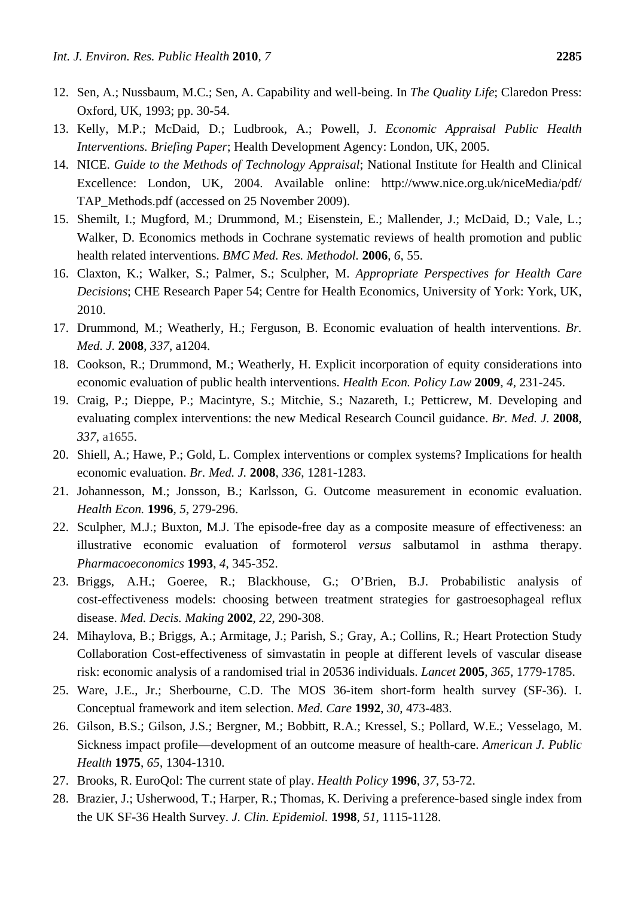12. Sen, A.; Nussbaum, M.C.; Sen, A. Capability and well-being. In *The Quality Life*; Claredon Press: Oxford, UK, 1993; pp. 30-54.
13. Kelly, M.P.; McDaid, D.; Ludbrook, A.; Powell, J. *Economic Appraisal Public Health Interventions. Briefing Paper*; Health Development Agency: London, UK, 2005.
14. NICE. *Guide to the Methods of Technology Appraisal*; National Institute for Health and Clinical Excellence: London, UK, 2004. Available online: http://www.nice.org.uk/niceMedia/pdf/TAP_Methods.pdf (accessed on 25 November 2009).
15. Shemilt, I.; Mugford, M.; Drummond, M.; Eisenstein, E.; Mallender, J.; McDaid, D.; Vale, L.; Walker, D. Economics methods in Cochrane systematic reviews of health promotion and public health related interventions. *BMC Med. Res. Methodol.* **2006**, *6*, 55.
16. Claxton, K.; Walker, S.; Palmer, S.; Sculpher, M. *Appropriate Perspectives for Health Care Decisions*; CHE Research Paper 54; Centre for Health Economics, University of York: York, UK, 2010.
17. Drummond, M.; Weatherly, H.; Ferguson, B. Economic evaluation of health interventions. *Br. Med. J.* **2008**, *337*, a1204.
18. Cookson, R.; Drummond, M.; Weatherly, H. Explicit incorporation of equity considerations into economic evaluation of public health interventions. *Health Econ. Policy Law* **2009**, *4*, 231-245.
19. Craig, P.; Dieppe, P.; Macintyre, S.; Mitchie, S.; Nazareth, I.; Petticrew, M. Developing and evaluating complex interventions: the new Medical Research Council guidance. *Br. Med. J.* **2008**, *337*, a1655.
20. Shiell, A.; Hawe, P.; Gold, L. Complex interventions or complex systems? Implications for health economic evaluation. *Br. Med. J.* **2008**, *336*, 1281-1283.
21. Johannesson, M.; Jonsson, B.; Karlsson, G. Outcome measurement in economic evaluation. *Health Econ.* **1996**, *5*, 279-296.
22. Sculpher, M.J.; Buxton, M.J. The episode-free day as a composite measure of effectiveness: an illustrative economic evaluation of formoterol *versus* salbutamol in asthma therapy. *Pharmacoeconomics* **1993**, *4*, 345-352.
23. Briggs, A.H.; Goeree, R.; Blackhouse, G.; O'Brien, B.J. Probabilistic analysis of cost-effectiveness models: choosing between treatment strategies for gastroesophageal reflux disease. *Med. Decis. Making* **2002**, *22*, 290-308.
24. Mihaylova, B.; Briggs, A.; Armitage, J.; Parish, S.; Gray, A.; Collins, R.; Heart Protection Study Collaboration Cost-effectiveness of simvastatin in people at different levels of vascular disease risk: economic analysis of a randomised trial in 20536 individuals. *Lancet* **2005**, *365*, 1779-1785.
25. Ware, J.E., Jr.; Sherbourne, C.D. The MOS 36-item short-form health survey (SF-36). I. Conceptual framework and item selection. *Med. Care* **1992**, *30*, 473-483.
26. Gilson, B.S.; Gilson, J.S.; Bergner, M.; Bobbitt, R.A.; Kressel, S.; Pollard, W.E.; Vesselago, M. Sickness impact profile—development of an outcome measure of health-care. *American J. Public Health* **1975**, *65*, 1304-1310.
27. Brooks, R. EuroQol: The current state of play. *Health Policy* **1996**, *37*, 53-72.
28. Brazier, J.; Usherwood, T.; Harper, R.; Thomas, K. Deriving a preference-based single index from the UK SF-36 Health Survey. *J. Clin. Epidemiol.* **1998**, *51*, 1115-1128.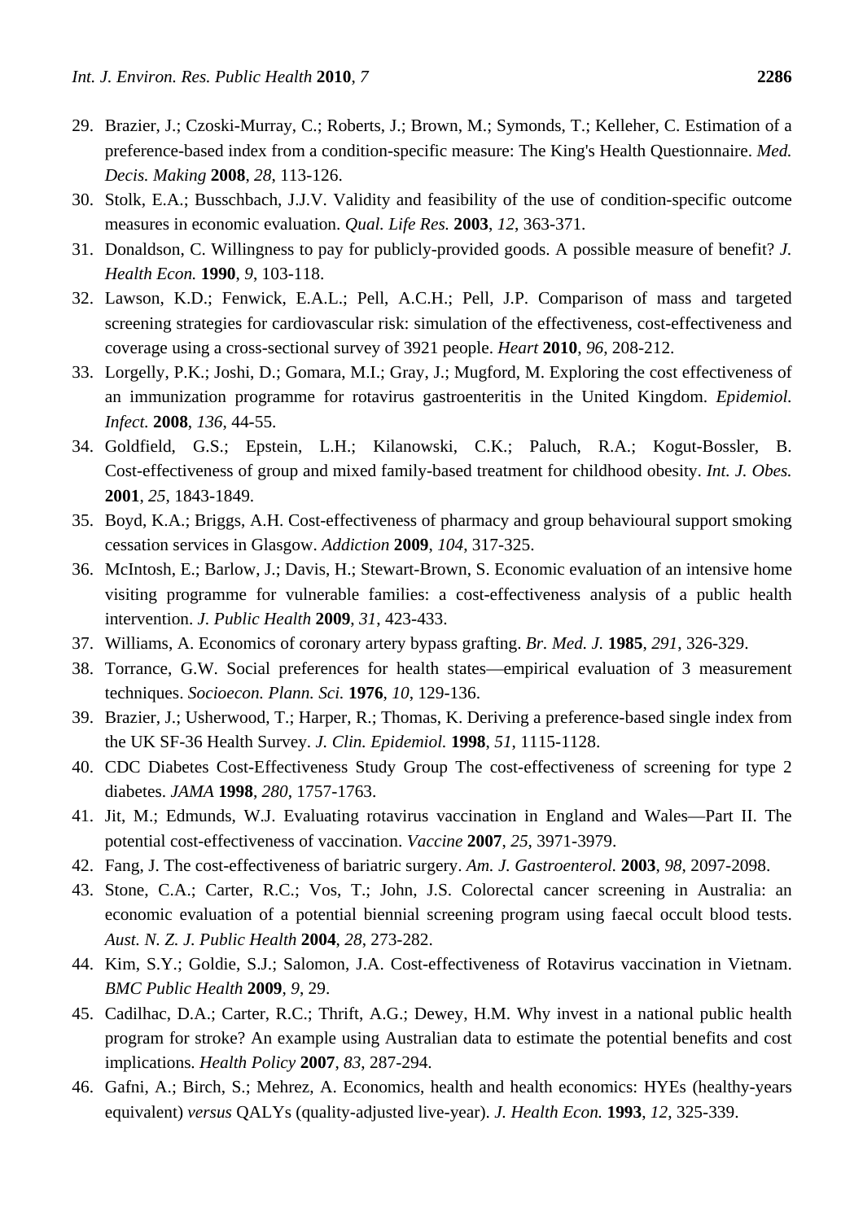29. Brazier, J.; Czoski-Murray, C.; Roberts, J.; Brown, M.; Symonds, T.; Kelleher, C. Estimation of a preference-based index from a condition-specific measure: The King's Health Questionnaire. *Med. Decis. Making* **2008**, *28*, 113-126.
30. Stolk, E.A.; Busschbach, J.J.V. Validity and feasibility of the use of condition-specific outcome measures in economic evaluation. *Qual. Life Res.* **2003**, *12*, 363-371.
31. Donaldson, C. Willingness to pay for publicly-provided goods. A possible measure of benefit? *J. Health Econ.* **1990**, *9*, 103-118.
32. Lawson, K.D.; Fenwick, E.A.L.; Pell, A.C.H.; Pell, J.P. Comparison of mass and targeted screening strategies for cardiovascular risk: simulation of the effectiveness, cost-effectiveness and coverage using a cross-sectional survey of 3921 people. *Heart* **2010**, *96*, 208-212.
33. Lorgelly, P.K.; Joshi, D.; Gomara, M.I.; Gray, J.; Mugford, M. Exploring the cost effectiveness of an immunization programme for rotavirus gastroenteritis in the United Kingdom. *Epidemiol. Infect.* **2008**, *136*, 44-55.
34. Goldfield, G.S.; Epstein, L.H.; Kilanowski, C.K.; Paluch, R.A.; Kogut-Bossler, B. Cost-effectiveness of group and mixed family-based treatment for childhood obesity. *Int. J. Obes.* **2001**, *25*, 1843-1849.
35. Boyd, K.A.; Briggs, A.H. Cost-effectiveness of pharmacy and group behavioural support smoking cessation services in Glasgow. *Addiction* **2009**, *104*, 317-325.
36. McIntosh, E.; Barlow, J.; Davis, H.; Stewart-Brown, S. Economic evaluation of an intensive home visiting programme for vulnerable families: a cost-effectiveness analysis of a public health intervention. *J. Public Health* **2009**, *31*, 423-433.
37. Williams, A. Economics of coronary artery bypass grafting. *Br. Med. J.* **1985**, *291*, 326-329.
38. Torrance, G.W. Social preferences for health states—empirical evaluation of 3 measurement techniques. *Socioecon. Plann. Sci.* **1976**, *10*, 129-136.
39. Brazier, J.; Usherwood, T.; Harper, R.; Thomas, K. Deriving a preference-based single index from the UK SF-36 Health Survey. *J. Clin. Epidemiol.* **1998**, *51*, 1115-1128.
40. CDC Diabetes Cost-Effectiveness Study Group The cost-effectiveness of screening for type 2 diabetes. *JAMA* **1998**, *280*, 1757-1763.
41. Jit, M.; Edmunds, W.J. Evaluating rotavirus vaccination in England and Wales—Part II. The potential cost-effectiveness of vaccination. *Vaccine* **2007**, *25*, 3971-3979.
42. Fang, J. The cost-effectiveness of bariatric surgery. *Am. J. Gastroenterol.* **2003**, *98*, 2097-2098.
43. Stone, C.A.; Carter, R.C.; Vos, T.; John, J.S. Colorectal cancer screening in Australia: an economic evaluation of a potential biennial screening program using faecal occult blood tests. *Aust. N. Z. J. Public Health* **2004**, *28*, 273-282.
44. Kim, S.Y.; Goldie, S.J.; Salomon, J.A. Cost-effectiveness of Rotavirus vaccination in Vietnam. *BMC Public Health* **2009**, *9*, 29.
45. Cadilhac, D.A.; Carter, R.C.; Thrift, A.G.; Dewey, H.M. Why invest in a national public health program for stroke? An example using Australian data to estimate the potential benefits and cost implications. *Health Policy* **2007**, *83*, 287-294.
46. Gafni, A.; Birch, S.; Mehrez, A. Economics, health and health economics: HYEs (healthy-years equivalent) *versus* QALYs (quality-adjusted live-year). *J. Health Econ.* **1993**, *12*, 325-339.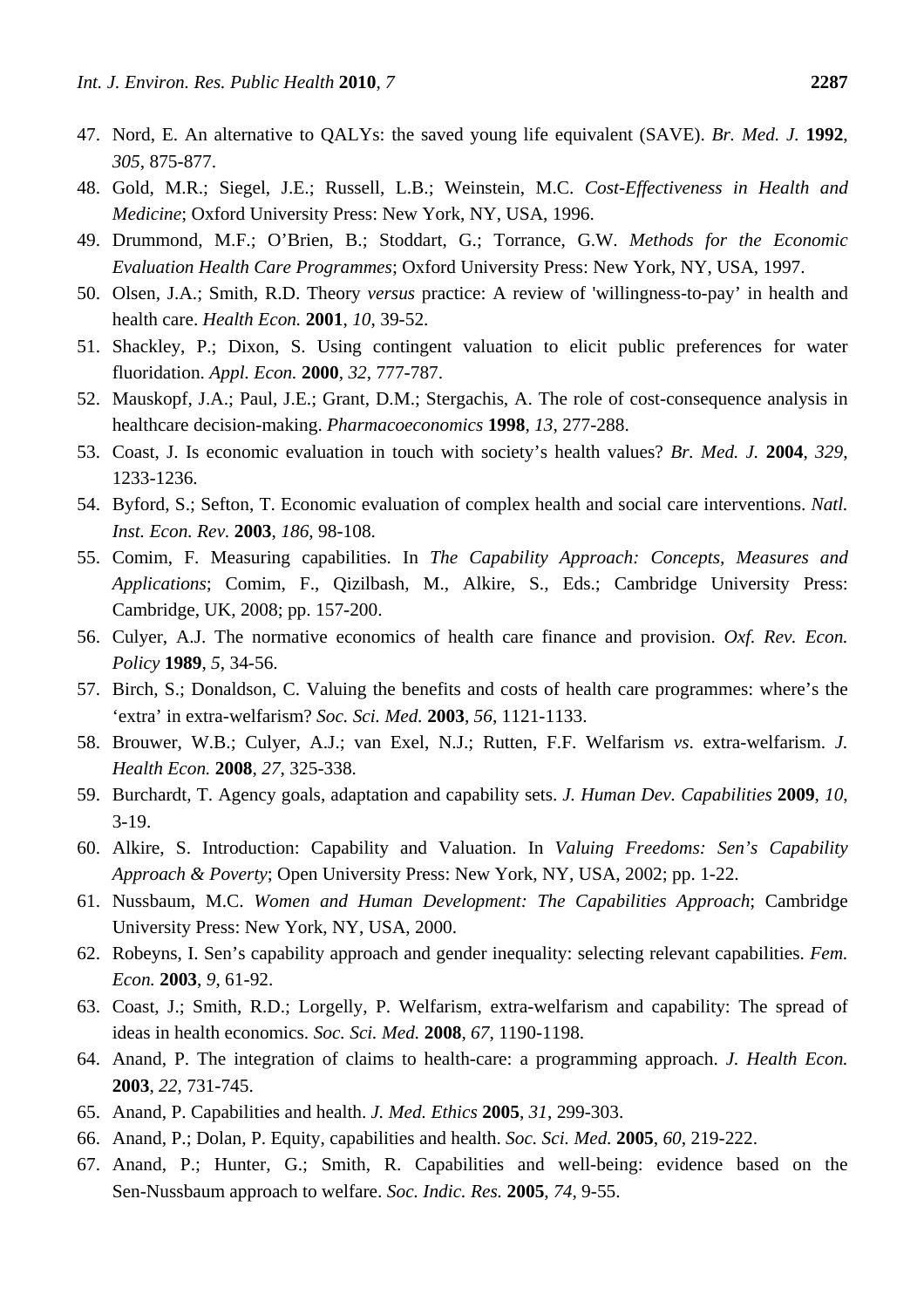47. Nord, E. An alternative to QALYs: the saved young life equivalent (SAVE). *Br. Med. J.* **1992**, *305*, 875-877.
48. Gold, M.R.; Siegel, J.E.; Russell, L.B.; Weinstein, M.C. *Cost-Effectiveness in Health and Medicine*; Oxford University Press: New York, NY, USA, 1996.
49. Drummond, M.F.; O'Brien, B.; Stoddart, G.; Torrance, G.W. *Methods for the Economic Evaluation Health Care Programmes*; Oxford University Press: New York, NY, USA, 1997.
50. Olsen, J.A.; Smith, R.D. Theory *versus* practice: A review of 'willingness-to-pay' in health and health care. *Health Econ.* **2001**, *10*, 39-52.
51. Shackley, P.; Dixon, S. Using contingent valuation to elicit public preferences for water fluoridation. *Appl. Econ.* **2000**, *32*, 777-787.
52. Mauskopf, J.A.; Paul, J.E.; Grant, D.M.; Stergachis, A. The role of cost-consequence analysis in healthcare decision-making. *Pharmacoeconomics* **1998**, *13*, 277-288.
53. Coast, J. Is economic evaluation in touch with society's health values? *Br. Med. J.* **2004**, *329*, 1233-1236.
54. Byford, S.; Sefton, T. Economic evaluation of complex health and social care interventions. *Natl. Inst. Econ. Rev.* **2003**, *186*, 98-108.
55. Comim, F. Measuring capabilities. In *The Capability Approach: Concepts, Measures and Applications*; Comim, F., Qizilbash, M., Alkire, S., Eds.; Cambridge University Press: Cambridge, UK, 2008; pp. 157-200.
56. Culyer, A.J. The normative economics of health care finance and provision. *Oxf. Rev. Econ. Policy* **1989**, *5*, 34-56.
57. Birch, S.; Donaldson, C. Valuing the benefits and costs of health care programmes: where's the 'extra' in extra-welfarism? *Soc. Sci. Med.* **2003**, *56*, 1121-1133.
58. Brouwer, W.B.; Culyer, A.J.; van Exel, N.J.; Rutten, F.F. Welfarism *vs.* extra-welfarism. *J. Health Econ.* **2008**, *27*, 325-338.
59. Burchardt, T. Agency goals, adaptation and capability sets. *J. Human Dev. Capabilities* **2009**, *10*, 3-19.
60. Alkire, S. Introduction: Capability and Valuation. In *Valuing Freedoms: Sen's Capability Approach & Poverty*; Open University Press: New York, NY, USA, 2002; pp. 1-22.
61. Nussbaum, M.C. *Women and Human Development: The Capabilities Approach*; Cambridge University Press: New York, NY, USA, 2000.
62. Robeyns, I. Sen's capability approach and gender inequality: selecting relevant capabilities. *Fem. Econ.* **2003**, *9*, 61-92.
63. Coast, J.; Smith, R.D.; Lorgelly, P. Welfarism, extra-welfarism and capability: The spread of ideas in health economics. *Soc. Sci. Med.* **2008**, *67*, 1190-1198.
64. Anand, P. The integration of claims to health-care: a programming approach. *J. Health Econ.* **2003**, *22*, 731-745.
65. Anand, P. Capabilities and health. *J. Med. Ethics* **2005**, *31*, 299-303.
66. Anand, P.; Dolan, P. Equity, capabilities and health. *Soc. Sci. Med.* **2005**, *60*, 219-222.
67. Anand, P.; Hunter, G.; Smith, R. Capabilities and well-being: evidence based on the Sen-Nussbaum approach to welfare. *Soc. Indic. Res.* **2005**, *74*, 9-55.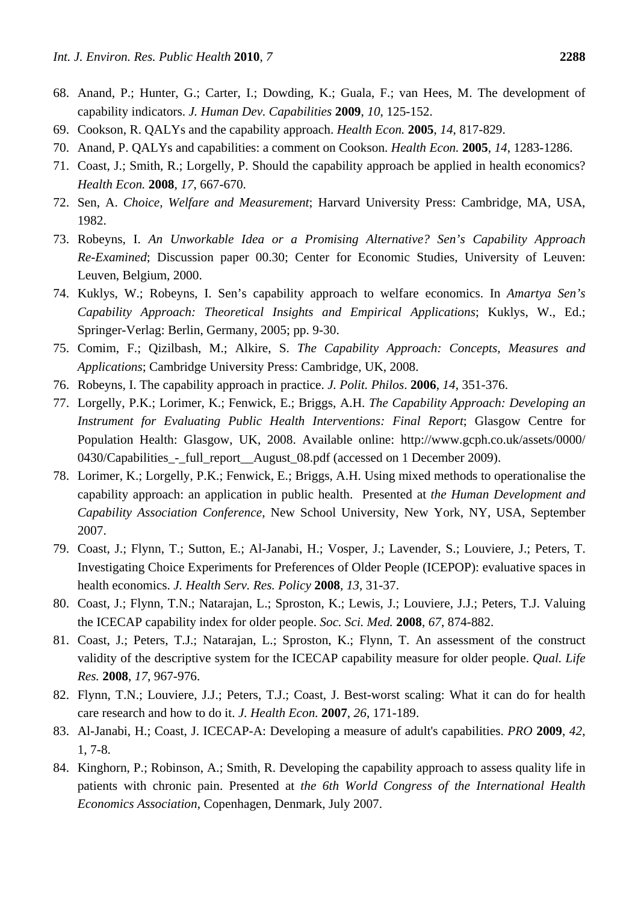68. Anand, P.; Hunter, G.; Carter, I.; Dowding, K.; Guala, F.; van Hees, M. The development of capability indicators. *J. Human Dev. Capabilities* **2009**, *10*, 125-152.
69. Cookson, R. QALYs and the capability approach. *Health Econ.* **2005**, *14*, 817-829.
70. Anand, P. QALYs and capabilities: a comment on Cookson. *Health Econ.* **2005**, *14*, 1283-1286.
71. Coast, J.; Smith, R.; Lorgelly, P. Should the capability approach be applied in health economics? *Health Econ.* **2008**, *17*, 667-670.
72. Sen, A. *Choice, Welfare and Measurement*; Harvard University Press: Cambridge, MA, USA, 1982.
73. Robeyns, I. *An Unworkable Idea or a Promising Alternative? Sen's Capability Approach Re-Examined*; Discussion paper 00.30; Center for Economic Studies, University of Leuven: Leuven, Belgium, 2000.
74. Kuklys, W.; Robeyns, I. Sen's capability approach to welfare economics. In *Amartya Sen's Capability Approach: Theoretical Insights and Empirical Applications*; Kuklys, W., Ed.; Springer-Verlag: Berlin, Germany, 2005; pp. 9-30.
75. Comim, F.; Qizilbash, M.; Alkire, S. *The Capability Approach: Concepts, Measures and Applications*; Cambridge University Press: Cambridge, UK, 2008.
76. Robeyns, I. The capability approach in practice. *J. Polit. Philos*. **2006**, *14*, 351-376.
77. Lorgelly, P.K.; Lorimer, K.; Fenwick, E.; Briggs, A.H. *The Capability Approach: Developing an Instrument for Evaluating Public Health Interventions: Final Report*; Glasgow Centre for Population Health: Glasgow, UK, 2008. Available online: http://www.gcph.co.uk/assets/0000/0430/Capabilities_-_full_report__August_08.pdf (accessed on 1 December 2009).
78. Lorimer, K.; Lorgelly, P.K.; Fenwick, E.; Briggs, A.H. Using mixed methods to operationalise the capability approach: an application in public health. Presented at *the Human Development and Capability Association Conference*, New School University, New York, NY, USA, September 2007.
79. Coast, J.; Flynn, T.; Sutton, E.; Al-Janabi, H.; Vosper, J.; Lavender, S.; Louviere, J.; Peters, T. Investigating Choice Experiments for Preferences of Older People (ICEPOP): evaluative spaces in health economics. *J. Health Serv. Res. Policy* **2008**, *13*, 31-37.
80. Coast, J.; Flynn, T.N.; Natarajan, L.; Sproston, K.; Lewis, J.; Louviere, J.J.; Peters, T.J. Valuing the ICECAP capability index for older people. *Soc. Sci. Med.* **2008**, *67*, 874-882.
81. Coast, J.; Peters, T.J.; Natarajan, L.; Sproston, K.; Flynn, T. An assessment of the construct validity of the descriptive system for the ICECAP capability measure for older people. *Qual. Life Res.* **2008**, *17*, 967-976.
82. Flynn, T.N.; Louviere, J.J.; Peters, T.J.; Coast, J. Best-worst scaling: What it can do for health care research and how to do it. *J. Health Econ.* **2007**, *26*, 171-189.
83. Al-Janabi, H.; Coast, J. ICECAP-A: Developing a measure of adult's capabilities. *PRO* **2009**, *42*, 1, 7-8.
84. Kinghorn, P.; Robinson, A.; Smith, R. Developing the capability approach to assess quality life in patients with chronic pain. Presented at *the 6th World Congress of the International Health Economics Association*, Copenhagen, Denmark, July 2007.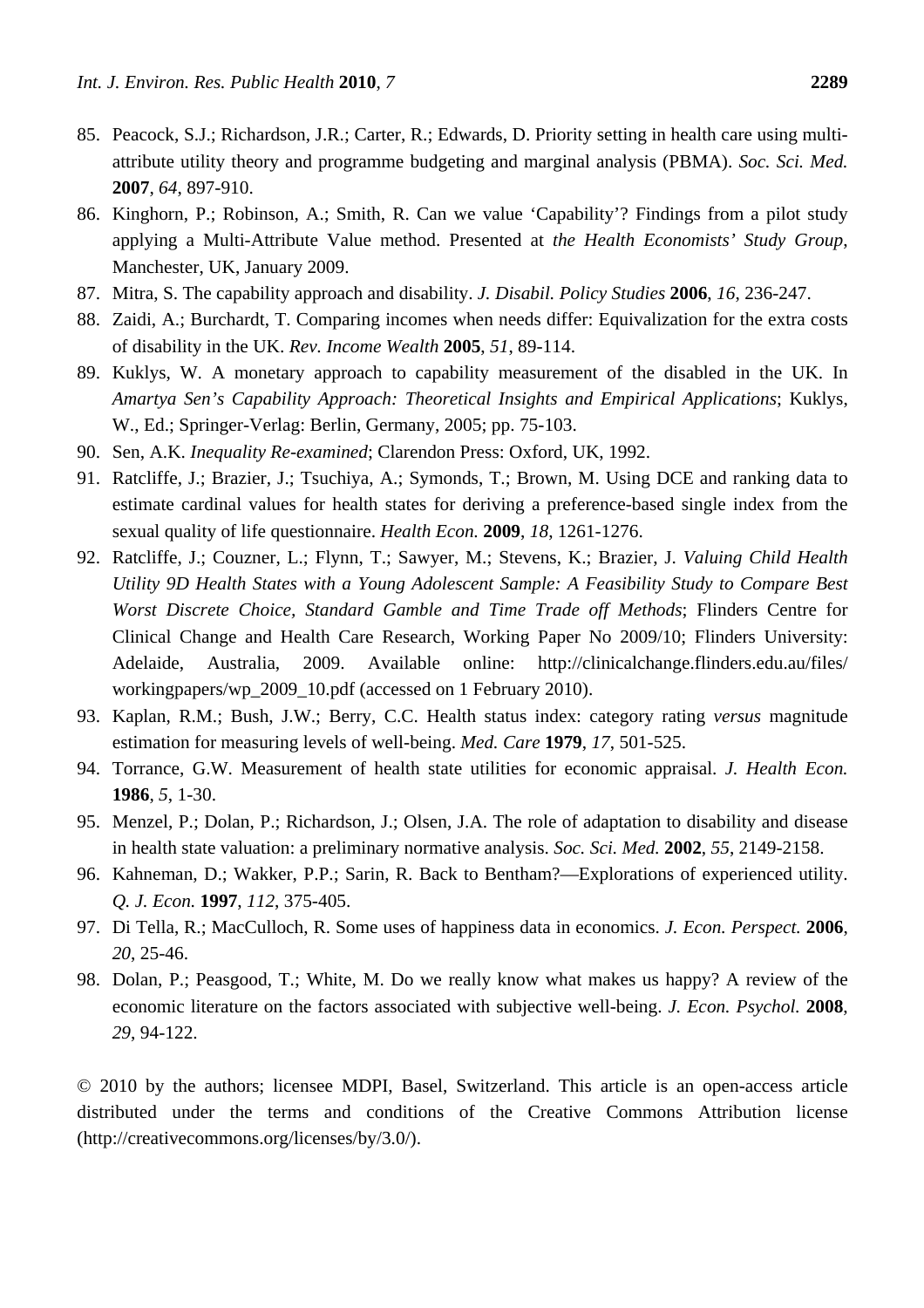85. Peacock, S.J.; Richardson, J.R.; Carter, R.; Edwards, D. Priority setting in health care using multi-attribute utility theory and programme budgeting and marginal analysis (PBMA). *Soc. Sci. Med.* **2007**, *64*, 897-910.
86. Kinghorn, P.; Robinson, A.; Smith, R. Can we value 'Capability'? Findings from a pilot study applying a Multi-Attribute Value method. Presented at *the Health Economists' Study Group*, Manchester, UK, January 2009.
87. Mitra, S. The capability approach and disability. *J. Disabil. Policy Studies* **2006**, *16*, 236-247.
88. Zaidi, A.; Burchardt, T. Comparing incomes when needs differ: Equivalization for the extra costs of disability in the UK. *Rev. Income Wealth* **2005**, *51*, 89-114.
89. Kuklys, W. A monetary approach to capability measurement of the disabled in the UK. In *Amartya Sen's Capability Approach: Theoretical Insights and Empirical Applications*; Kuklys, W., Ed.; Springer-Verlag: Berlin, Germany, 2005; pp. 75-103.
90. Sen, A.K. *Inequality Re-examined*; Clarendon Press: Oxford, UK, 1992.
91. Ratcliffe, J.; Brazier, J.; Tsuchiya, A.; Symonds, T.; Brown, M. Using DCE and ranking data to estimate cardinal values for health states for deriving a preference-based single index from the sexual quality of life questionnaire. *Health Econ.* **2009**, *18*, 1261-1276.
92. Ratcliffe, J.; Couzner, L.; Flynn, T.; Sawyer, M.; Stevens, K.; Brazier, J. *Valuing Child Health Utility 9D Health States with a Young Adolescent Sample: A Feasibility Study to Compare Best Worst Discrete Choice, Standard Gamble and Time Trade off Methods*; Flinders Centre for Clinical Change and Health Care Research, Working Paper No 2009/10; Flinders University: Adelaide, Australia, 2009. Available online: http://clinicalchange.flinders.edu.au/files/workingpapers/wp_2009_10.pdf (accessed on 1 February 2010).
93. Kaplan, R.M.; Bush, J.W.; Berry, C.C. Health status index: category rating *versus* magnitude estimation for measuring levels of well-being. *Med. Care* **1979**, *17*, 501-525.
94. Torrance, G.W. Measurement of health state utilities for economic appraisal. *J. Health Econ.* **1986**, *5*, 1-30.
95. Menzel, P.; Dolan, P.; Richardson, J.; Olsen, J.A. The role of adaptation to disability and disease in health state valuation: a preliminary normative analysis. *Soc. Sci. Med.* **2002**, *55*, 2149-2158.
96. Kahneman, D.; Wakker, P.P.; Sarin, R. Back to Bentham?—Explorations of experienced utility. *Q. J. Econ.* **1997**, *112*, 375-405.
97. Di Tella, R.; MacCulloch, R. Some uses of happiness data in economics. *J. Econ. Perspect.* **2006**, *20*, 25-46.
98. Dolan, P.; Peasgood, T.; White, M. Do we really know what makes us happy? A review of the economic literature on the factors associated with subjective well-being. *J. Econ. Psychol.* **2008**, *29*, 94-122.

© 2010 by the authors; licensee MDPI, Basel, Switzerland. This article is an open-access article distributed under the terms and conditions of the Creative Commons Attribution license (http://creativecommons.org/licenses/by/3.0/).